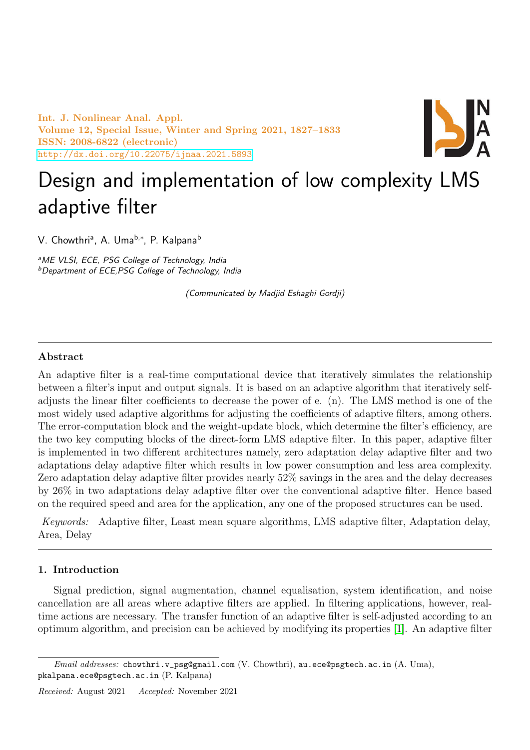# Design and implementation of low complexity LMS adaptive filter

V. Chowthri[a], A. Uma[b,*], P. Kalpana[b]

[a]*ME VLSI, ECE, PSG College of Technology, India*
[b]*Department of ECE,PSG College of Technology, India*

*(Communicated by Madjid Eshaghi Gordji)*

---

## Abstract

An adaptive filter is a real-time computational device that iteratively simulates the relationship between a filter's input and output signals. It is based on an adaptive algorithm that iteratively self-adjusts the linear filter coefficients to decrease the power of e. (n). The LMS method is one of the most widely used adaptive algorithms for adjusting the coefficients of adaptive filters, among others. The error-computation block and the weight-update block, which determine the filter's efficiency, are the two key computing blocks of the direct-form LMS adaptive filter. In this paper, adaptive filter is implemented in two different architectures namely, zero adaptation delay adaptive filter and two adaptations delay adaptive filter which results in low power consumption and less area complexity. Zero adaptation delay adaptive filter provides nearly 52% savings in the area and the delay decreases by 26% in two adaptations delay adaptive filter over the conventional adaptive filter. Hence based on the required speed and area for the application, any one of the proposed structures can be used.

*Keywords:* Adaptive filter, Least mean square algorithms, LMS adaptive filter, Adaptation delay, Area, Delay

---

## 1. Introduction

Signal prediction, signal augmentation, channel equalisation, system identification, and noise cancellation are all areas where adaptive filters are applied. In filtering applications, however, real-time actions are necessary. The transfer function of an adaptive filter is self-adjusted according to an optimum algorithm, and precision can be achieved by modifying its properties [1]. An adaptive filter

---

*Email addresses:* chowthri.v_psg@gmail.com (V. Chowthri), au.ece@psgtech.ac.in (A. Uma), pkalpana.ece@psgtech.ac.in (P. Kalpana)

*Received:* August 2021 *Accepted:* November 2021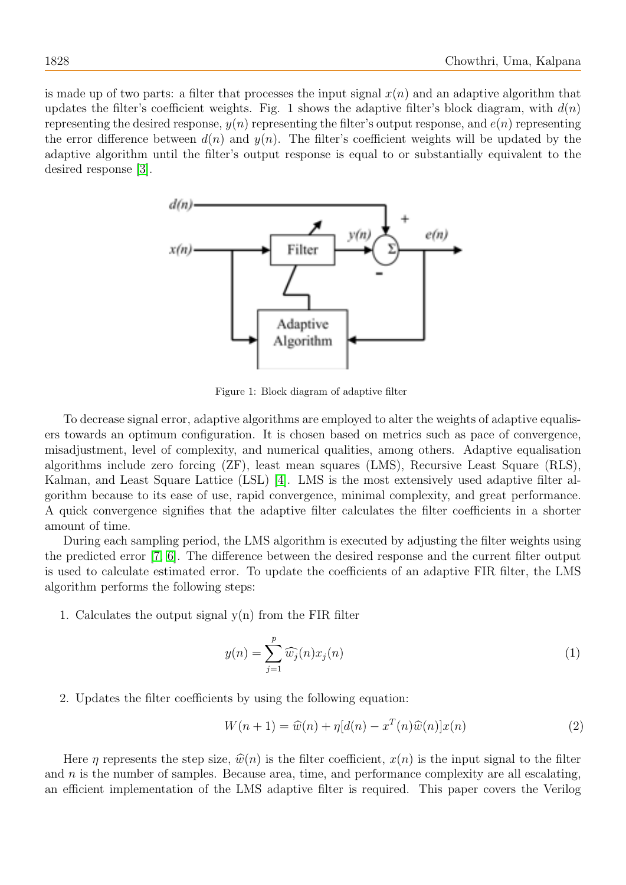is made up of two parts: a filter that processes the input signal $x(n)$ and an adaptive algorithm that updates the filter's coefficient weights. Fig. 1 shows the adaptive filter's block diagram, with $d(n)$ representing the desired response, $y(n)$ representing the filter's output response, and $e(n)$ representing the error difference between $d(n)$ and $y(n)$. The filter's coefficient weights will be updated by the adaptive algorithm until the filter's output response is equal to or substantially equivalent to the desired response [3].

Figure 1: Block diagram of adaptive filter

To decrease signal error, adaptive algorithms are employed to alter the weights of adaptive equalisers towards an optimum configuration. It is chosen based on metrics such as pace of convergence, misadjustment, level of complexity, and numerical qualities, among others. Adaptive equalisation algorithms include zero forcing (ZF), least mean squares (LMS), Recursive Least Square (RLS), Kalman, and Least Square Lattice (LSL) [4]. LMS is the most extensively used adaptive filter algorithm because to its ease of use, rapid convergence, minimal complexity, and great performance. A quick convergence signifies that the adaptive filter calculates the filter coefficients in a shorter amount of time.

During each sampling period, the LMS algorithm is executed by adjusting the filter weights using the predicted error [7, 6]. The difference between the desired response and the current filter output is used to calculate estimated error. To update the coefficients of an adaptive FIR filter, the LMS algorithm performs the following steps:

1. Calculates the output signal y(n) from the FIR filter

$$y(n) = \sum_{j=1}^{p} \widehat{w_j}(n) x_j(n) \tag{1}$$

2. Updates the filter coefficients by using the following equation:

$$W(n+1) = \widehat{w}(n) + \eta[d(n) - x^T(n)\widehat{w}(n)]x(n) \tag{2}$$

Here $\eta$ represents the step size, $\widehat{w}(n)$ is the filter coefficient, $x(n)$ is the input signal to the filter and $n$ is the number of samples. Because area, time, and performance complexity are all escalating, an efficient implementation of the LMS adaptive filter is required. This paper covers the Verilog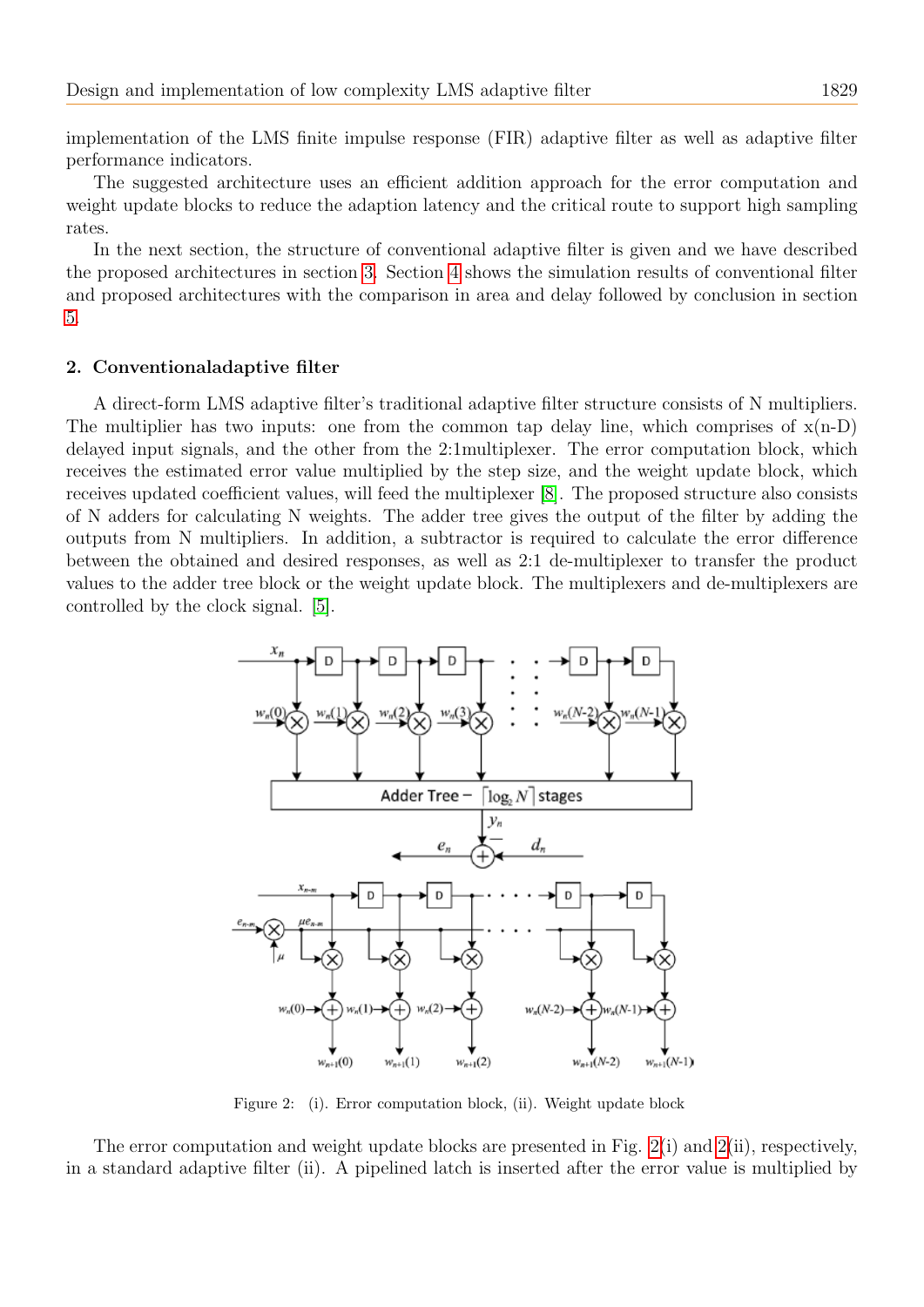implementation of the LMS finite impulse response (FIR) adaptive filter as well as adaptive filter performance indicators.

The suggested architecture uses an efficient addition approach for the error computation and weight update blocks to reduce the adaption latency and the critical route to support high sampling rates.

In the next section, the structure of conventional adaptive filter is given and we have described the proposed architectures in section 3. Section 4 shows the simulation results of conventional filter and proposed architectures with the comparison in area and delay followed by conclusion in section 5.

## 2. Conventionaladaptive filter

A direct-form LMS adaptive filter's traditional adaptive filter structure consists of N multipliers. The multiplier has two inputs: one from the common tap delay line, which comprises of x(n-D) delayed input signals, and the other from the 2:1multiplexer. The error computation block, which receives the estimated error value multiplied by the step size, and the weight update block, which receives updated coefficient values, will feed the multiplexer [8]. The proposed structure also consists of N adders for calculating N weights. The adder tree gives the output of the filter by adding the outputs from N multipliers. In addition, a subtractor is required to calculate the error difference between the obtained and desired responses, as well as 2:1 de-multiplexer to transfer the product values to the adder tree block or the weight update block. The multiplexers and de-multiplexers are controlled by the clock signal. [5].

Figure 2: (i). Error computation block, (ii). Weight update block

The error computation and weight update blocks are presented in Fig. 2(i) and 2(ii), respectively, in a standard adaptive filter (ii). A pipelined latch is inserted after the error value is multiplied by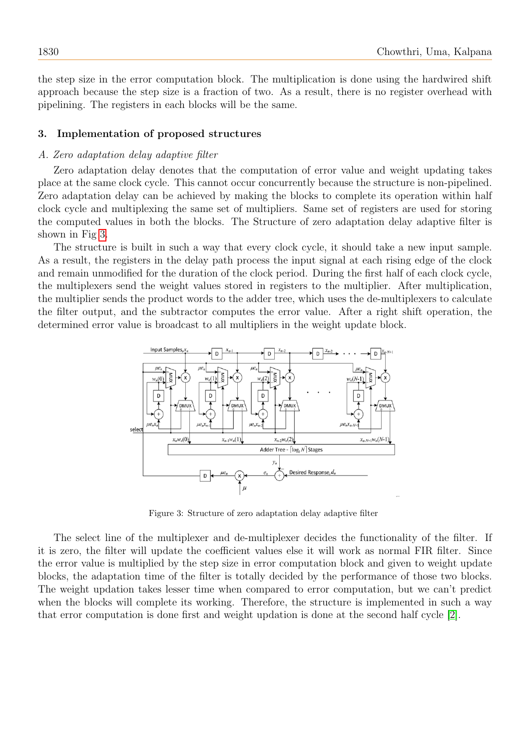the step size in the error computation block. The multiplication is done using the hardwired shift approach because the step size is a fraction of two. As a result, there is no register overhead with pipelining. The registers in each blocks will be the same.

## 3. Implementation of proposed structures

### *A. Zero adaptation delay adaptive filter*

Zero adaptation delay denotes that the computation of error value and weight updating takes place at the same clock cycle. This cannot occur concurrently because the structure is non-pipelined. Zero adaptation delay can be achieved by making the blocks to complete its operation within half clock cycle and multiplexing the same set of multipliers. Same set of registers are used for storing the computed values in both the blocks. The Structure of zero adaptation delay adaptive filter is shown in Fig 3.

The structure is built in such a way that every clock cycle, it should take a new input sample. As a result, the registers in the delay path process the input signal at each rising edge of the clock and remain unmodified for the duration of the clock period. During the first half of each clock cycle, the multiplexers send the weight values stored in registers to the multiplier. After multiplication, the multiplier sends the product words to the adder tree, which uses the de-multiplexers to calculate the filter output, and the subtractor computes the error value. After a right shift operation, the determined error value is broadcast to all multipliers in the weight update block.

Figure 3: Structure of zero adaptation delay adaptive filter

The select line of the multiplexer and de-multiplexer decides the functionality of the filter. If it is zero, the filter will update the coefficient values else it will work as normal FIR filter. Since the error value is multiplied by the step size in error computation block and given to weight update blocks, the adaptation time of the filter is totally decided by the performance of those two blocks. The weight updation takes lesser time when compared to error computation, but we can't predict when the blocks will complete its working. Therefore, the structure is implemented in such a way that error computation is done first and weight updation is done at the second half cycle [2].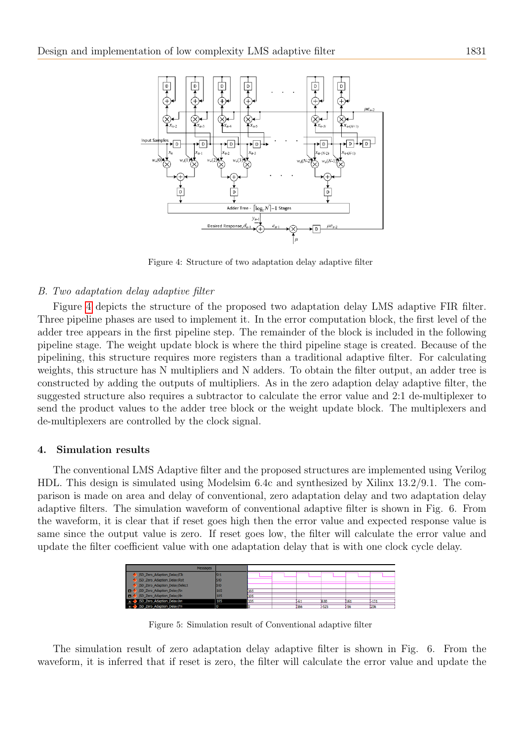Figure 4: Structure of two adaptation delay adaptive filter

*B. Two adaptation delay adaptive filter*

Figure 4 depicts the structure of the proposed two adaptation delay LMS adaptive FIR filter. Three pipeline phases are used to implement it. In the error computation block, the first level of the adder tree appears in the first pipeline step. The remainder of the block is included in the following pipeline stage. The weight update block is where the third pipeline stage is created. Because of the pipelining, this structure requires more registers than a traditional adaptive filter. For calculating weights, this structure has N multipliers and N adders. To obtain the filter output, an adder tree is constructed by adding the outputs of multipliers. As in the zero adaption delay adaptive filter, the suggested structure also requires a subtractor to calculate the error value and 2:1 de-multiplexer to send the product values to the adder tree block or the weight update block. The multiplexers and de-multiplexers are controlled by the clock signal.

## 4. Simulation results

The conventional LMS Adaptive filter and the proposed structures are implemented using Verilog HDL. This design is simulated using Modelsim 6.4c and synthesized by Xilinx 13.2/9.1. The comparison is made on area and delay of conventional, zero adaptation delay and two adaptation delay adaptive filters. The simulation waveform of conventional adaptive filter is shown in Fig. 6. From the waveform, it is clear that if reset goes high then the error value and expected response value is same since the output value is zero. If reset goes low, the filter will calculate the error value and update the filter coefficient value with one adaptation delay that is with one clock cycle delay.

Figure 5: Simulation result of Conventional adaptive filter

The simulation result of zero adaptation delay adaptive filter is shown in Fig. 6. From the waveform, it is inferred that if reset is zero, the filter will calculate the error value and update the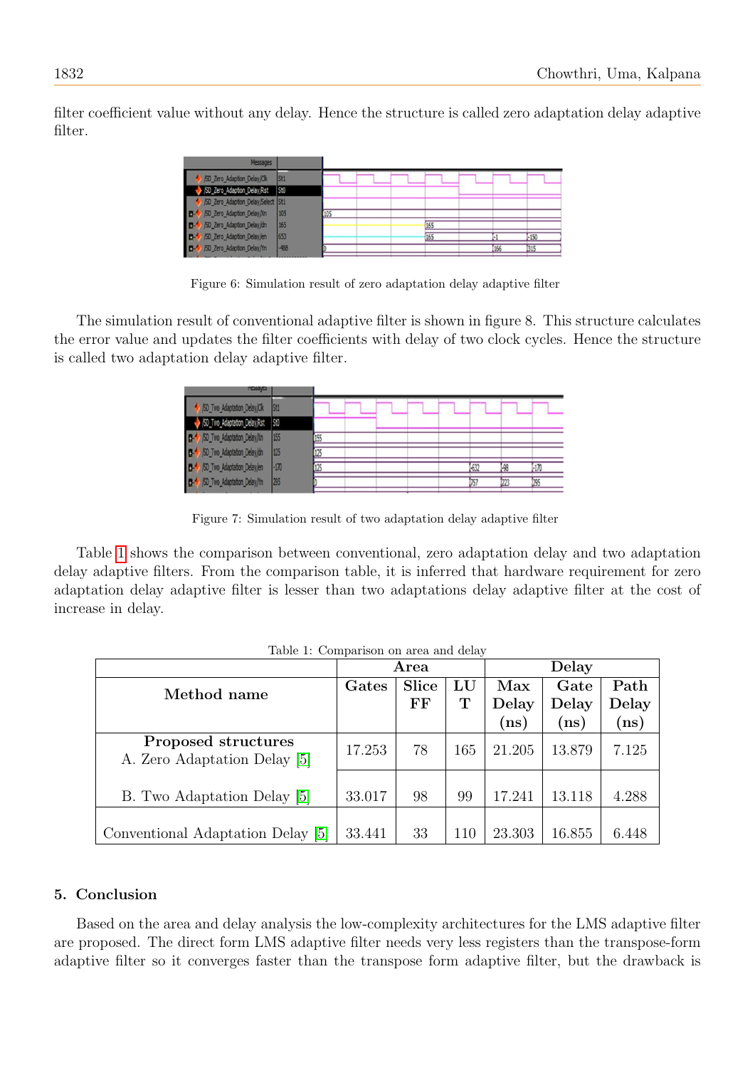filter coefficient value without any delay. Hence the structure is called zero adaptation delay adaptive filter.

Figure 6: Simulation result of zero adaptation delay adaptive filter

The simulation result of conventional adaptive filter is shown in figure 8. This structure calculates the error value and updates the filter coefficients with delay of two clock cycles. Hence the structure is called two adaptation delay adaptive filter.

Figure 7: Simulation result of two adaptation delay adaptive filter

Table 1 shows the comparison between conventional, zero adaptation delay and two adaptation delay adaptive filters. From the comparison table, it is inferred that hardware requirement for zero adaptation delay adaptive filter is lesser than two adaptations delay adaptive filter at the cost of increase in delay.

Table 1: Comparison on area and delay

| Method name | Area | | | Delay | | |
|---|---|---|---|---|---|---|
| | **Gates** | **Slice FF** | **LUT** | **Max Delay (ns)** | **Gate Delay (ns)** | **Path Delay (ns)** |
| **Proposed structures** A. Zero Adaptation Delay [5] | 17.253 | 78 | 165 | 21.205 | 13.879 | 7.125 |
| B. Two Adaptation Delay [5] | 33.017 | 98 | 99 | 17.241 | 13.118 | 4.288 |
| Conventional Adaptation Delay [5] | 33.441 | 33 | 110 | 23.303 | 16.855 | 6.448 |

## 5. Conclusion

Based on the area and delay analysis the low-complexity architectures for the LMS adaptive filter are proposed. The direct form LMS adaptive filter needs very less registers than the transpose-form adaptive filter so it converges faster than the transpose form adaptive filter, but the drawback is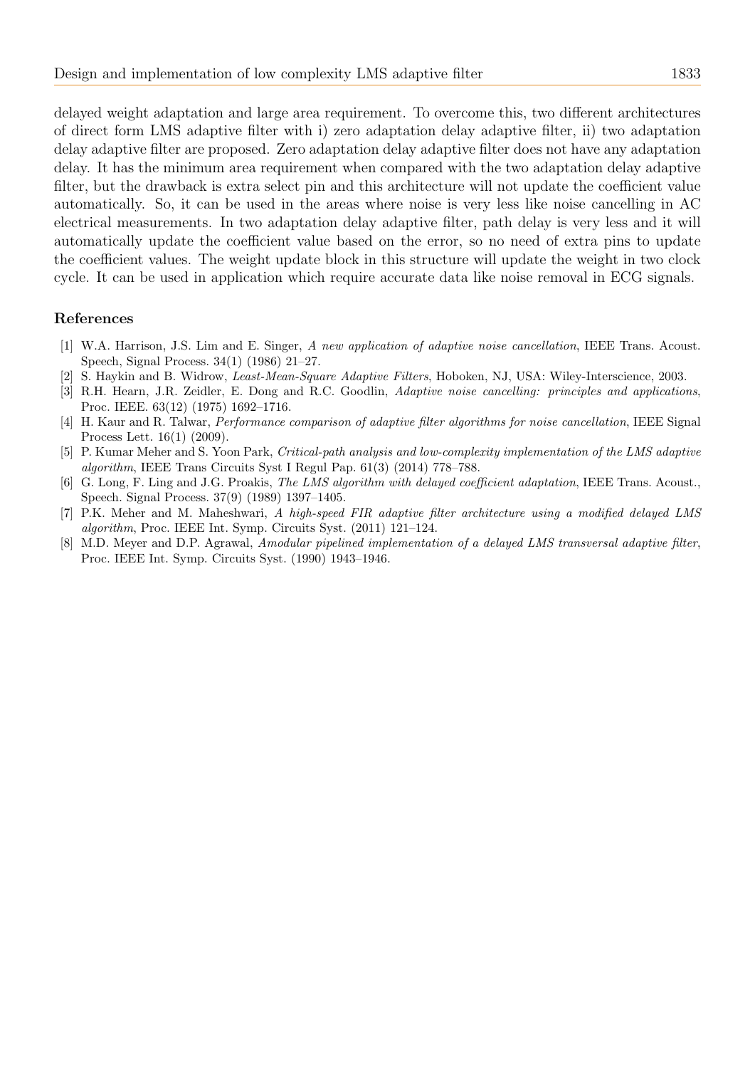delayed weight adaptation and large area requirement. To overcome this, two different architectures of direct form LMS adaptive filter with i) zero adaptation delay adaptive filter, ii) two adaptation delay adaptive filter are proposed. Zero adaptation delay adaptive filter does not have any adaptation delay. It has the minimum area requirement when compared with the two adaptation delay adaptive filter, but the drawback is extra select pin and this architecture will not update the coefficient value automatically. So, it can be used in the areas where noise is very less like noise cancelling in AC electrical measurements. In two adaptation delay adaptive filter, path delay is very less and it will automatically update the coefficient value based on the error, so no need of extra pins to update the coefficient values. The weight update block in this structure will update the weight in two clock cycle. It can be used in application which require accurate data like noise removal in ECG signals.

## References

[1] W.A. Harrison, J.S. Lim and E. Singer, *A new application of adaptive noise cancellation*, IEEE Trans. Acoust. Speech, Signal Process. 34(1) (1986) 21–27.

[2] S. Haykin and B. Widrow, *Least-Mean-Square Adaptive Filters*, Hoboken, NJ, USA: Wiley-Interscience, 2003.

[3] R.H. Hearn, J.R. Zeidler, E. Dong and R.C. Goodlin, *Adaptive noise cancelling: principles and applications*, Proc. IEEE. 63(12) (1975) 1692–1716.

[4] H. Kaur and R. Talwar, *Performance comparison of adaptive filter algorithms for noise cancellation*, IEEE Signal Process Lett. 16(1) (2009).

[5] P. Kumar Meher and S. Yoon Park, *Critical-path analysis and low-complexity implementation of the LMS adaptive algorithm*, IEEE Trans Circuits Syst I Regul Pap. 61(3) (2014) 778–788.

[6] G. Long, F. Ling and J.G. Proakis, *The LMS algorithm with delayed coefficient adaptation*, IEEE Trans. Acoust., Speech. Signal Process. 37(9) (1989) 1397–1405.

[7] P.K. Meher and M. Maheshwari, *A high-speed FIR adaptive filter architecture using a modified delayed LMS algorithm*, Proc. IEEE Int. Symp. Circuits Syst. (2011) 121–124.

[8] M.D. Meyer and D.P. Agrawal, *Amodular pipelined implementation of a delayed LMS transversal adaptive filter*, Proc. IEEE Int. Symp. Circuits Syst. (1990) 1943–1946.